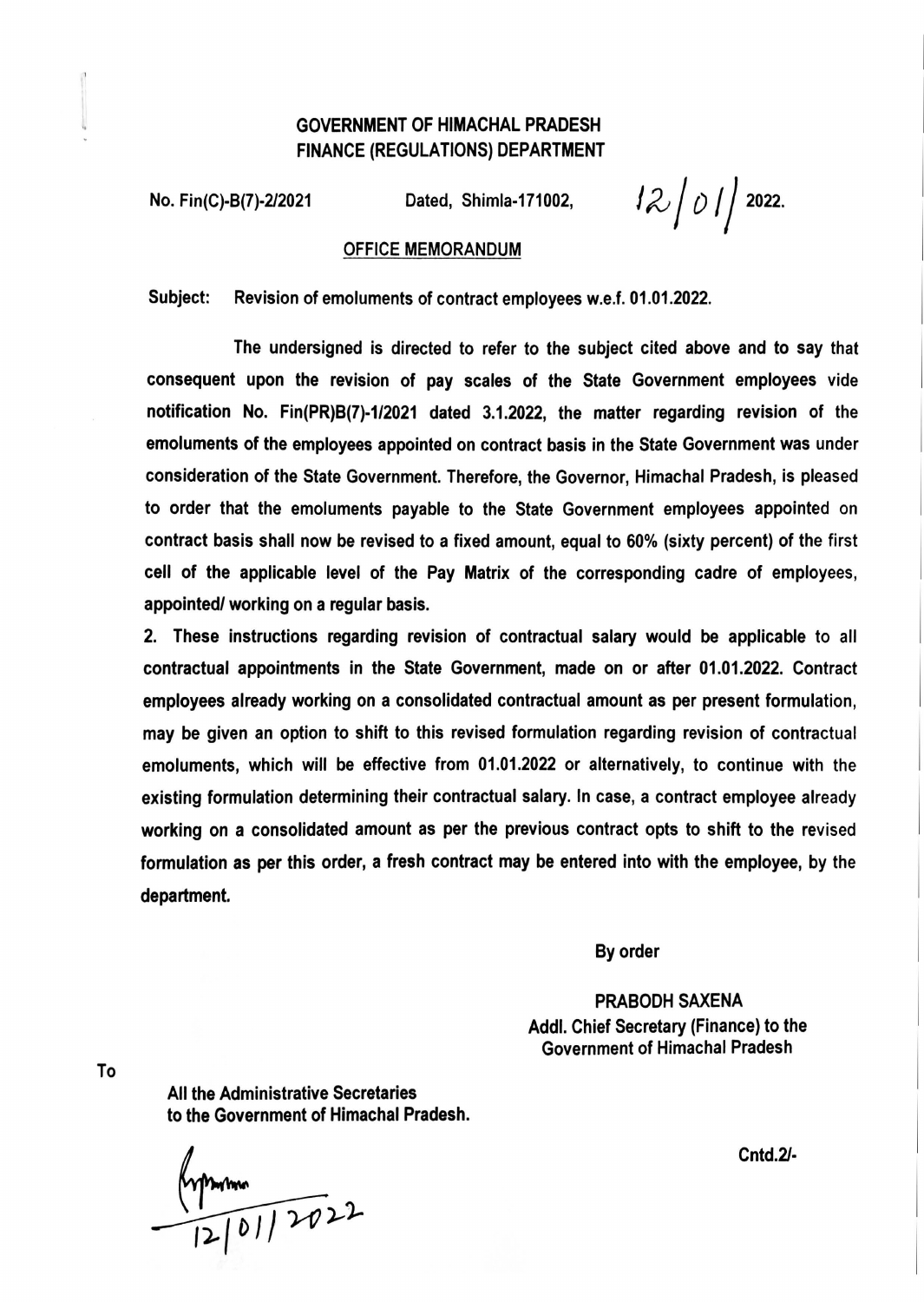**GOVERNMENT OF HIMACHAL PRADESH**
**FINANCE (REGULATIONS) DEPARTMENT**

No. Fin(C)-B(7)-2/2021 Dated, Shimla-171002, 12/01/2022.

**OFFICE MEMORANDUM**

**Subject:** Revision of emoluments of contract employees w.e.f. 01.01.2022.

The undersigned is directed to refer to the subject cited above and to say that consequent upon the revision of pay scales of the State Government employees vide notification No. Fin(PR)B(7)-1/2021 dated 3.1.2022, the matter regarding revision of the emoluments of the employees appointed on contract basis in the State Government was under consideration of the State Government. Therefore, the Governor, Himachal Pradesh, is pleased to order that the emoluments payable to the State Government employees appointed on contract basis shall now be revised to a fixed amount, equal to 60% (sixty percent) of the first cell of the applicable level of the Pay Matrix of the corresponding cadre of employees, appointed/ working on a regular basis.

2. These instructions regarding revision of contractual salary would be applicable to all contractual appointments in the State Government, made on or after 01.01.2022. Contract employees already working on a consolidated contractual amount as per present formulation, may be given an option to shift to this revised formulation regarding revision of contractual emoluments, which will be effective from 01.01.2022 or alternatively, to continue with the existing formulation determining their contractual salary. In case, a contract employee already working on a consolidated amount as per the previous contract opts to shift to the revised formulation as per this order, a fresh contract may be entered into with the employee, by the department.

By order

PRABODH SAXENA
Addl. Chief Secretary (Finance) to the
Government of Himachal Pradesh

To

All the Administrative Secretaries
to the Government of Himachal Pradesh.

12/01/2022

Cntd.2/-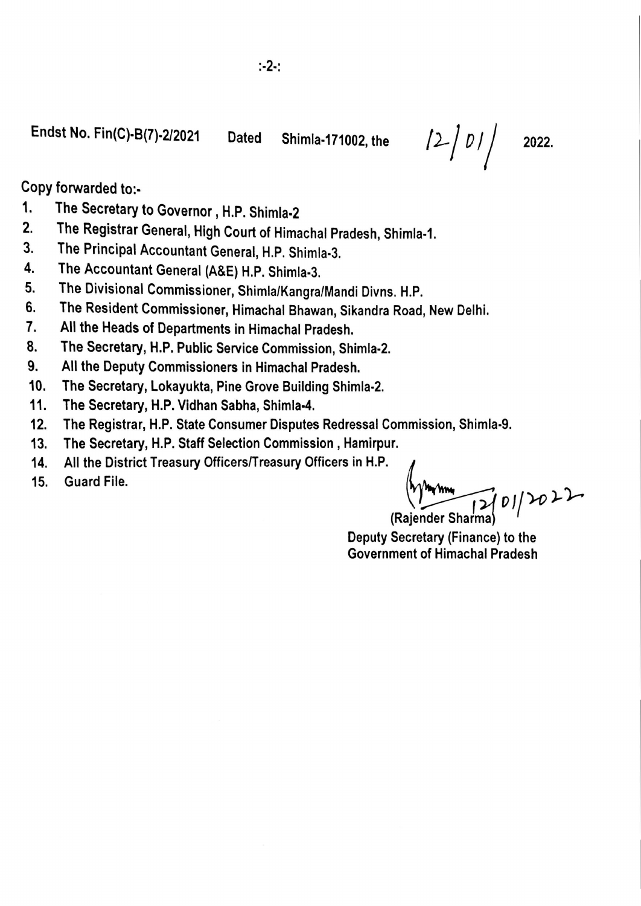Endst No. Fin(C)-B(7)-2/2021 Dated Shimla-171002, the 12/01/ 2022.

Copy forwarded to:-

1. The Secretary to Governor , H.P. Shimla-2
2. The Registrar General, High Court of Himachal Pradesh, Shimla-1.
3. The Principal Accountant General, H.P. Shimla-3.
4. The Accountant General (A&E) H.P. Shimla-3.
5. The Divisional Commissioner, Shimla/Kangra/Mandi Divns. H.P.
6. The Resident Commissioner, Himachal Bhawan, Sikandra Road, New Delhi.
7. All the Heads of Departments in Himachal Pradesh.
8. The Secretary, H.P. Public Service Commission, Shimla-2.
9. All the Deputy Commissioners in Himachal Pradesh.
10. The Secretary, Lokayukta, Pine Grove Building Shimla-2.
11. The Secretary, H.P. Vidhan Sabha, Shimla-4.
12. The Registrar, H.P. State Consumer Disputes Redressal Commission, Shimla-9.
13. The Secretary, H.P. Staff Selection Commission , Hamirpur.
14. All the District Treasury Officers/Treasury Officers in H.P.
15. Guard File.

12/01/2022

(Rajender Sharma)
Deputy Secretary (Finance) to the
Government of Himachal Pradesh